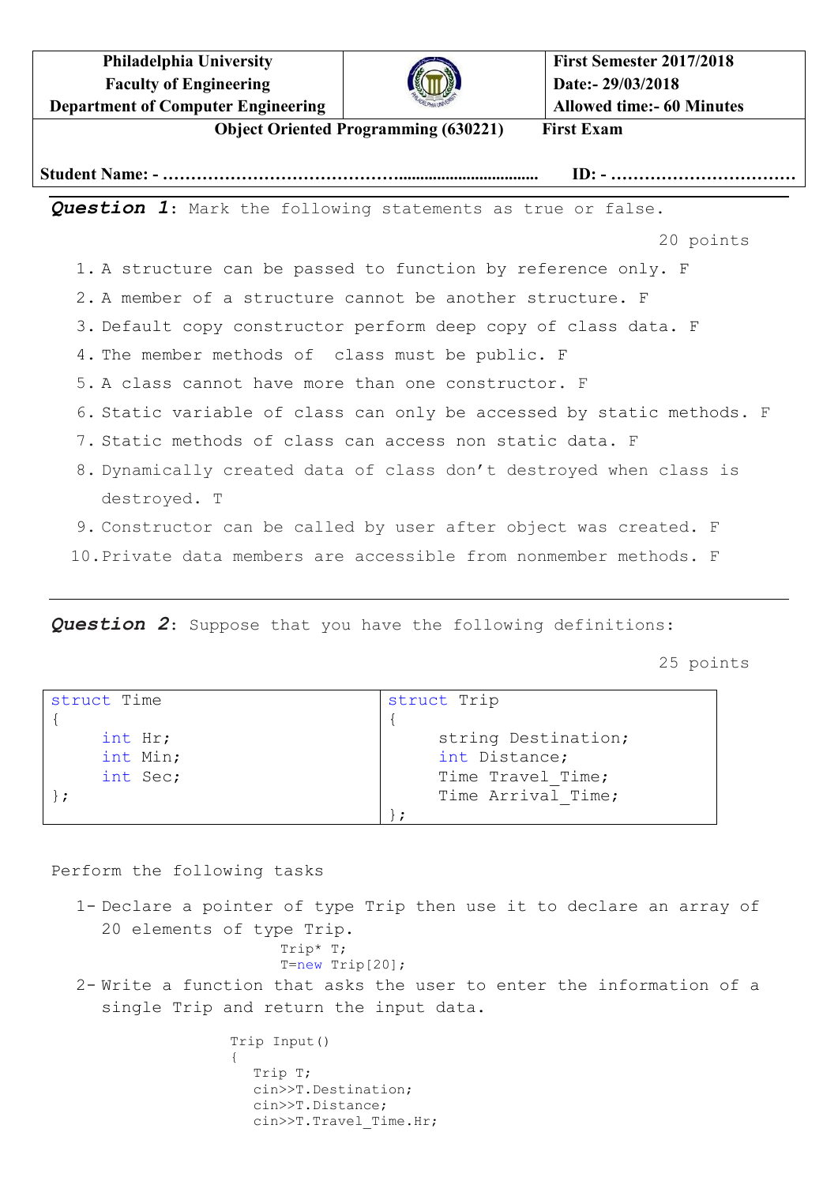| Philadelphia University<br>Faculty of Engineering<br>Department of Computer Engineering | | First Semester 2017/2018<br>Date:- 29/03/2018<br>Allowed time:- 60 Minutes |
|---|---|---|

**Object Oriented Programming (630221) First Exam**

**Student Name: - ……………………………………................................. ID: - ……………………………**

***Question 1***: Mark the following statements as true or false.

20 points

1. A structure can be passed to function by reference only. F
2. A member of a structure cannot be another structure. F
3. Default copy constructor perform deep copy of class data. F
4. The member methods of class must be public. F
5. A class cannot have more than one constructor. F
6. Static variable of class can only be accessed by static methods. F
7. Static methods of class can access non static data. F
8. Dynamically created data of class don't destroyed when class is destroyed. T
9. Constructor can be called by user after object was created. F
10. Private data members are accessible from nonmember methods. F

---

***Question 2***: Suppose that you have the following definitions:

25 points

```
struct Time
{
     int Hr;
     int Min;
     int Sec;
};
```

```
struct Trip
{
     string Destination;
     int Distance;
     Time Travel_Time;
     Time Arrival_Time;
};
```

Perform the following tasks

1- Declare a pointer of type Trip then use it to declare an array of 20 elements of type Trip.

```
Trip* T;
T=new Trip[20];
```

2- Write a function that asks the user to enter the information of a single Trip and return the input data.

```
Trip Input()
{
   Trip T;
   cin>>T.Destination;
   cin>>T.Distance;
   cin>>T.Travel_Time.Hr;
```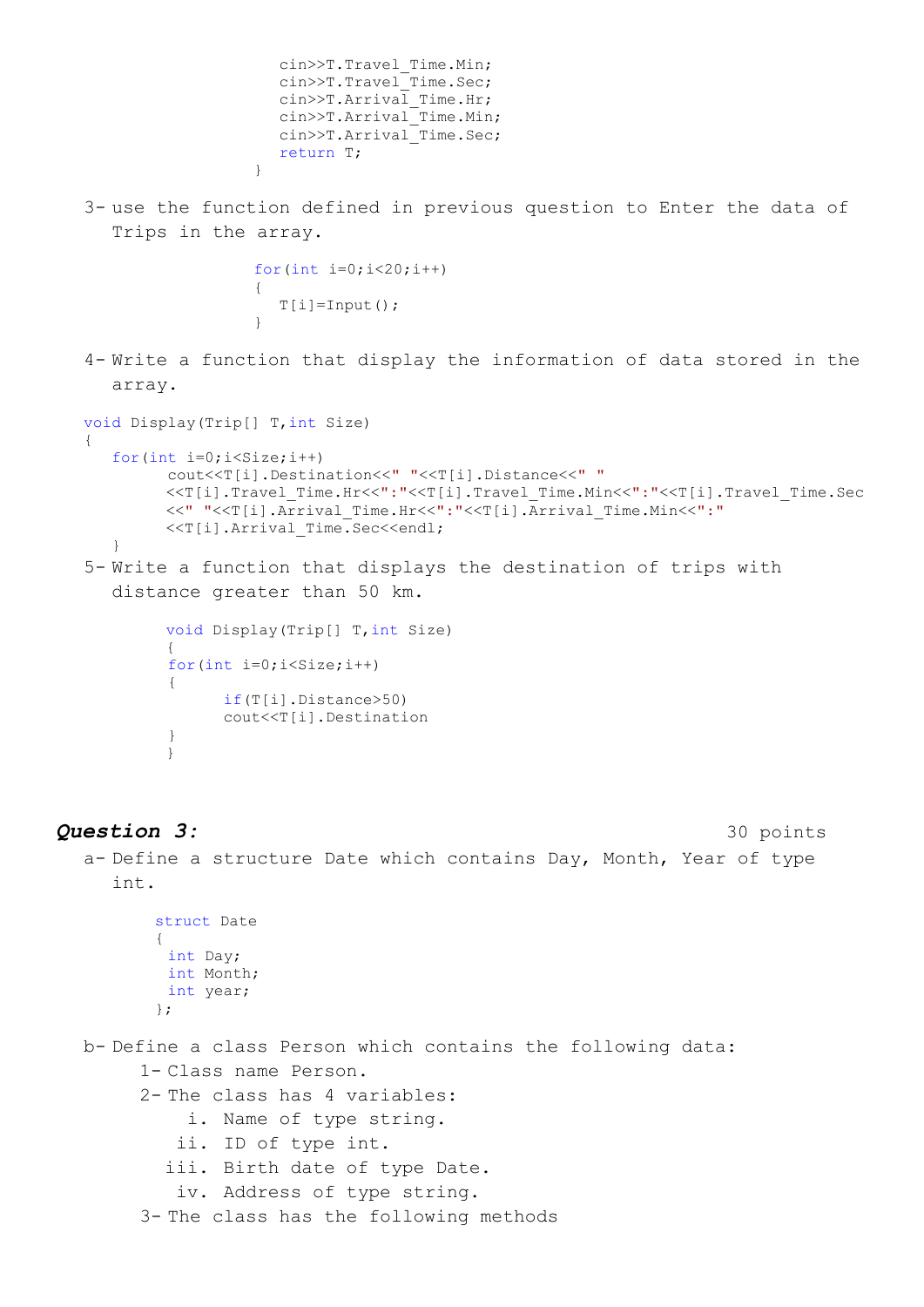```
cin>>T.Travel_Time.Min;
cin>>T.Travel_Time.Sec;
cin>>T.Arrival_Time.Hr;
cin>>T.Arrival_Time.Min;
cin>>T.Arrival_Time.Sec;
return T;
}
```

3- use the function defined in previous question to Enter the data of Trips in the array.

```
for(int i=0;i<20;i++)
{
   T[i]=Input();
}
```

4- Write a function that display the information of data stored in the array.

```
void Display(Trip[] T,int Size)
{
   for(int i=0;i<Size;i++)
        cout<<T[i].Destination<<" "<<T[i].Distance<<" "
        <<T[i].Travel_Time.Hr<<":"<<T[i].Travel_Time.Min<<":"<<T[i].Travel_Time.Sec
        <<" "<<T[i].Arrival_Time.Hr<<":"<<T[i].Arrival_Time.Min<<":"
        <<T[i].Arrival_Time.Sec<<endl;
}
```

5- Write a function that displays the destination of trips with distance greater than 50 km.

```
void Display(Trip[] T,int Size)
{
for(int i=0;i<Size;i++)
{
      if(T[i].Distance>50)
      cout<<T[i].Destination
}
}
```

### *Question 3:* 30 points

a- Define a structure Date which contains Day, Month, Year of type int.

```
struct Date
{
 int Day;
 int Month;
 int year;
};
```

b- Define a class Person which contains the following data:

1- Class name Person.
2- The class has 4 variables:
   i. Name of type string.
   ii. ID of type int.
   iii. Birth date of type Date.
   iv. Address of type string.
3- The class has the following methods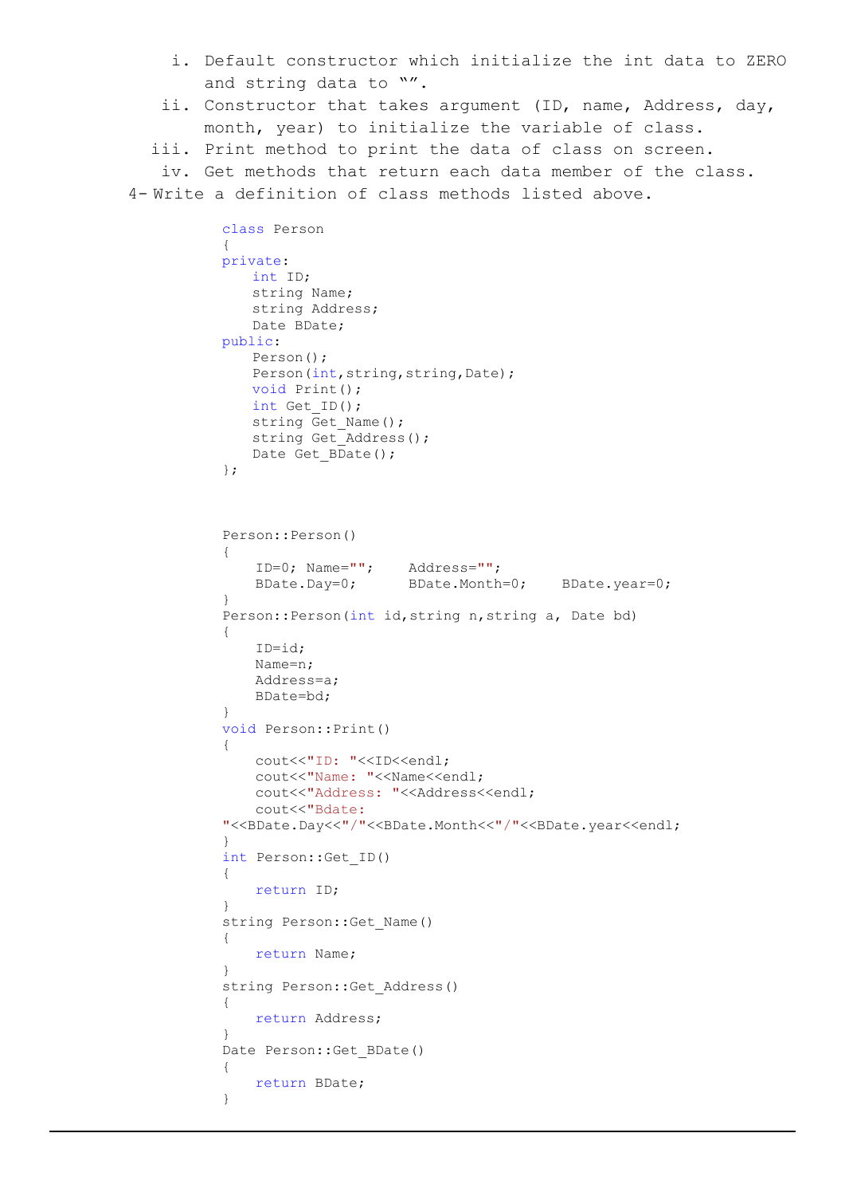i. Default constructor which initialize the int data to ZERO and string data to “”.

ii. Constructor that takes argument (ID, name, Address, day, month, year) to initialize the variable of class.

iii. Print method to print the data of class on screen.

iv. Get methods that return each data member of the class.

4- Write a definition of class methods listed above.

```
class Person
{
private:
    int ID;
    string Name;
    string Address;
    Date BDate;
public:
    Person();
    Person(int,string,string,Date);
    void Print();
    int Get_ID();
    string Get_Name();
    string Get_Address();
    Date Get_BDate();
};



Person::Person()
{
    ID=0; Name="";    Address="";
    BDate.Day=0;      BDate.Month=0;    BDate.year=0;
}
Person::Person(int id,string n,string a, Date bd)
{
    ID=id;
    Name=n;
    Address=a;
    BDate=bd;
}
void Person::Print()
{
    cout<<"ID: "<<ID<<endl;
    cout<<"Name: "<<Name<<endl;
    cout<<"Address: "<<Address<<endl;
    cout<<"Bdate: 
"<<BDate.Day<<"/"<<BDate.Month<<"/"<<BDate.year<<endl;
}
int Person::Get_ID()
{
    return ID;
}
string Person::Get_Name()
{
    return Name;
}
string Person::Get_Address()
{
    return Address;
}
Date Person::Get_BDate()
{
    return BDate;
}
```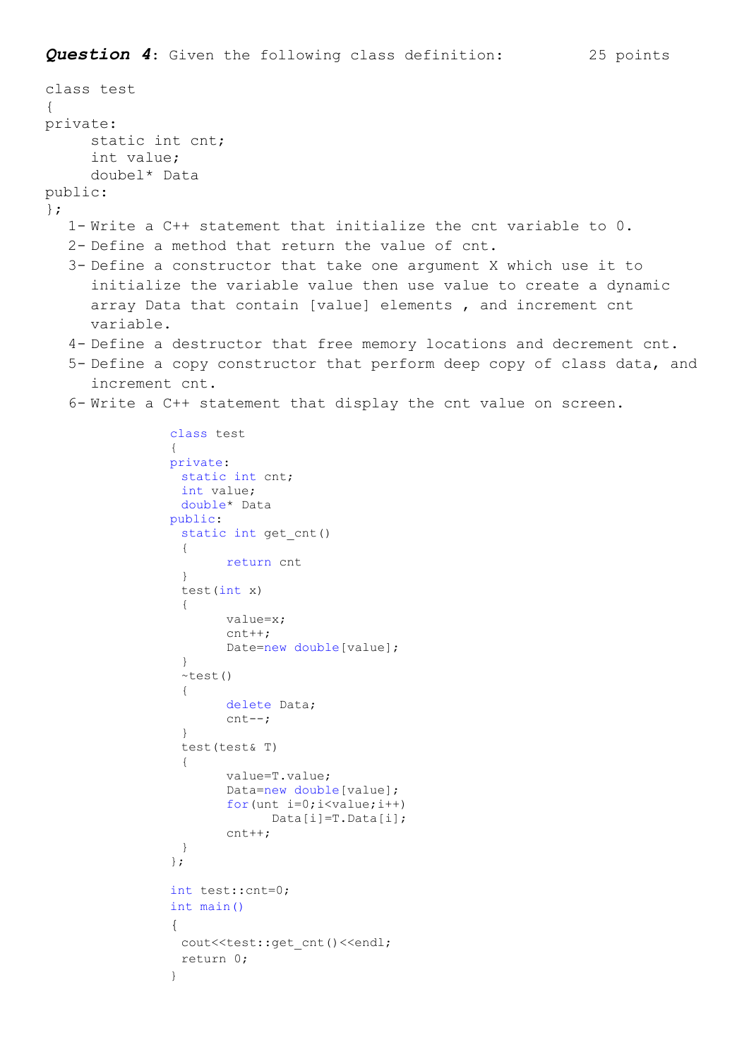***Question 4***: Given the following class definition: 25 points

```
class test
{
private:
     static int cnt;
     int value;
     doubel* Data
public:
};
```

1- Write a C++ statement that initialize the cnt variable to 0.
2- Define a method that return the value of cnt.
3- Define a constructor that take one argument X which use it to initialize the variable value then use value to create a dynamic array Data that contain [value] elements , and increment cnt variable.
4- Define a destructor that free memory locations and decrement cnt.
5- Define a copy constructor that perform deep copy of class data, and increment cnt.
6- Write a C++ statement that display the cnt value on screen.

```
class test
{
private:
  static int cnt;
  int value;
  double* Data
public:
  static int get_cnt()
  {
        return cnt
  }
  test(int x)
  {
        value=x;
        cnt++;
        Date=new double[value];
  }
  ~test()
  {
        delete Data;
        cnt--;
  }
  test(test& T)
  {
        value=T.value;
        Data=new double[value];
        for(unt i=0;i<value;i++)
              Data[i]=T.Data[i];
        cnt++;
  }
};

int test::cnt=0;
int main()
{
  cout<<test::get_cnt()<<endl;
  return 0;
}
```